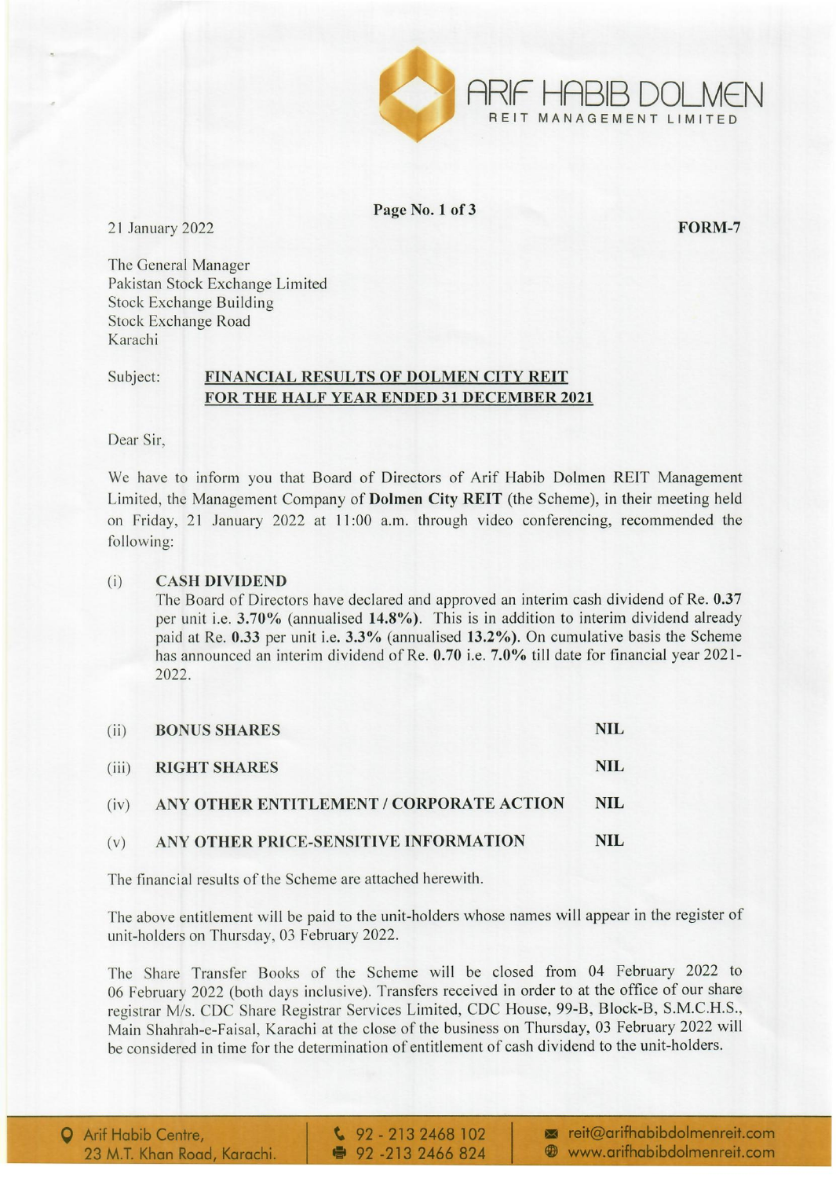ARIF HABIB DOLMEN
REIT MANAGEMENT LIMITED

21 January 2022

**FORM-7**

The General Manager
Pakistan Stock Exchange Limited
Stock Exchange Building
Stock Exchange Road
Karachi

Subject: **FINANCIAL RESULTS OF DOLMEN CITY REIT FOR THE HALF YEAR ENDED 31 DECEMBER 2021**

Dear Sir,

We have to inform you that Board of Directors of Arif Habib Dolmen REIT Management Limited, the Management Company of **Dolmen City REIT** (the Scheme), in their meeting held on Friday, 21 January 2022 at 11:00 a.m. through video conferencing, recommended the following:

(i) **CASH DIVIDEND**

The Board of Directors have declared and approved an interim cash dividend of Re. **0.37** per unit i.e. **3.70%** (annualised **14.8%**). This is in addition to interim dividend already paid at Re. **0.33** per unit i.e. **3.3%** (annualised **13.2%**). On cumulative basis the Scheme has announced an interim dividend of Re. **0.70** i.e. **7.0%** till date for financial year 2021-2022.

| | | |
|---|---|---|
| (ii) | **BONUS SHARES** | **NIL** |
| (iii) | **RIGHT SHARES** | **NIL** |
| (iv) | **ANY OTHER ENTITLEMENT / CORPORATE ACTION** | **NIL** |
| (v) | **ANY OTHER PRICE-SENSITIVE INFORMATION** | **NIL** |

The financial results of the Scheme are attached herewith.

The above entitlement will be paid to the unit-holders whose names will appear in the register of unit-holders on Thursday, 03 February 2022.

The Share Transfer Books of the Scheme will be closed from 04 February 2022 to 06 February 2022 (both days inclusive). Transfers received in order to at the office of our share registrar M/s. CDC Share Registrar Services Limited, CDC House, 99-B, Block-B, S.M.C.H.S., Main Shahrah-e-Faisal, Karachi at the close of the business on Thursday, 03 February 2022 will be considered in time for the determination of entitlement of cash dividend to the unit-holders.

Arif Habib Centre, 23 M.T. Khan Road, Karachi. | 92 - 213 2468 102 | 92 -213 2466 824 | reit@arifhabibdolmenreit.com | www.arifhabibdolmenreit.com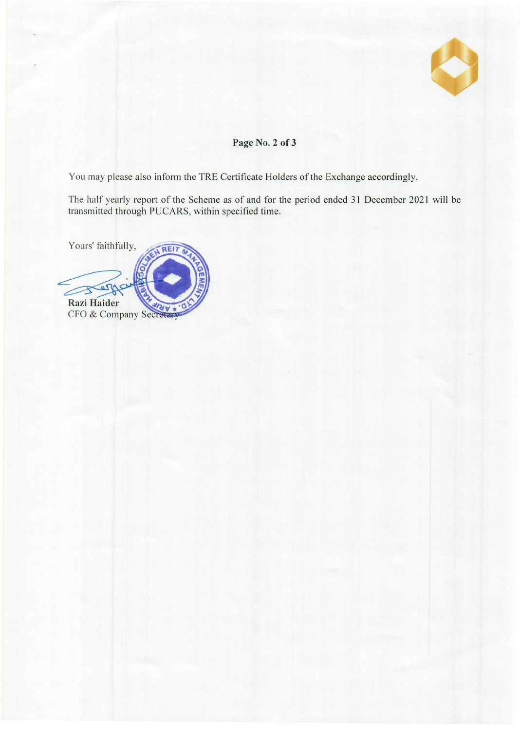You may please also inform the TRE Certificate Holders of the Exchange accordingly.

The half yearly report of the Scheme as of and for the period ended 31 December 2021 will be transmitted through PUCARS, within specified time.

Yours' faithfully,

**Razi Haider**
CFO & Company Secretary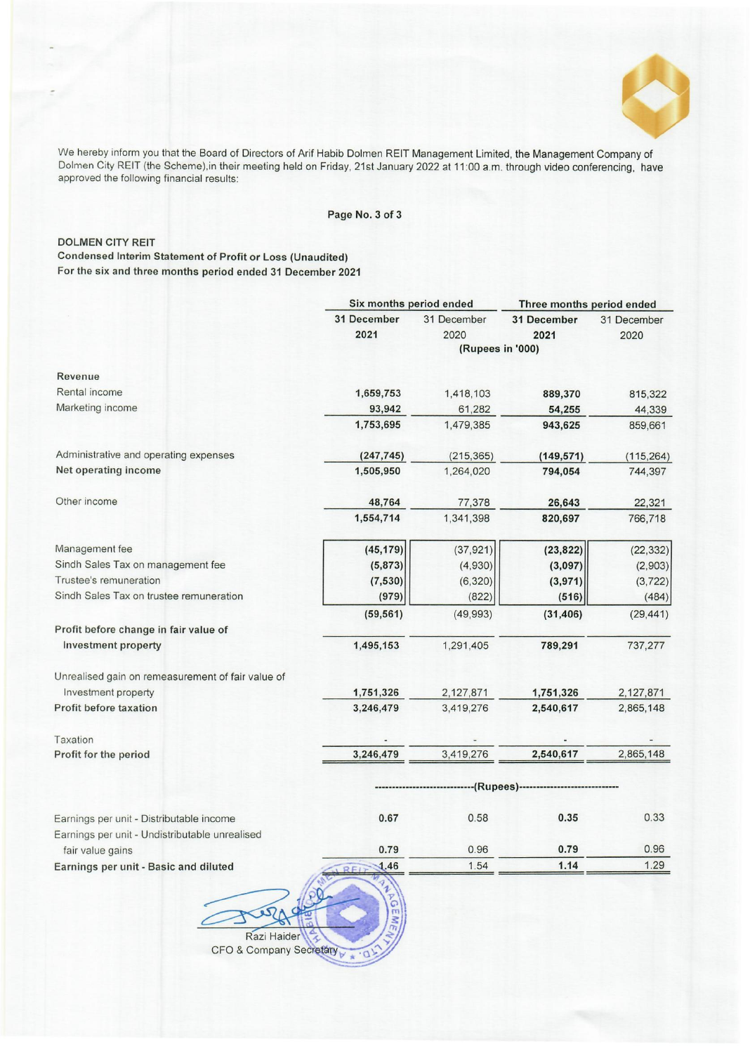We hereby inform you that the Board of Directors of Arif Habib Dolmen REIT Management Limited, the Management Company of Dolmen City REIT (the Scheme),in their meeting held on Friday, 21st January 2022 at 11:00 a.m. through video conferencing, have approved the following financial results:

**Page No. 3 of 3**

**DOLMEN CITY REIT**
**Condensed Interim Statement of Profit or Loss (Unaudited)**
**For the six and three months period ended 31 December 2021**

| | Six months period ended | | Three months period ended | |
|---|---|---|---|---|
| | **31 December 2021** | 31 December 2020 | **31 December 2021** | 31 December 2020 |
| | (Rupees in '000) | | | |
| **Revenue** | | | | |
| Rental income | **1,659,753** | 1,418,103 | **889,370** | 815,322 |
| Marketing income | **93,942** | 61,282 | **54,255** | 44,339 |
| | **1,753,695** | 1,479,385 | **943,625** | 859,661 |
| Administrative and operating expenses | **(247,745)** | (215,365) | **(149,571)** | (115,264) |
| **Net operating income** | **1,505,950** | 1,264,020 | **794,054** | 744,397 |
| Other income | **48,764** | 77,378 | **26,643** | 22,321 |
| | **1,554,714** | 1,341,398 | **820,697** | 766,718 |
| Management fee | **(45,179)** | (37,921) | **(23,822)** | (22,332) |
| Sindh Sales Tax on management fee | **(5,873)** | (4,930) | **(3,097)** | (2,903) |
| Trustee's remuneration | **(7,530)** | (6,320) | **(3,971)** | (3,722) |
| Sindh Sales Tax on trustee remuneration | **(979)** | (822) | **(516)** | (484) |
| | **(59,561)** | (49,993) | **(31,406)** | (29,441) |
| **Profit before change in fair value of Investment property** | **1,495,153** | 1,291,405 | **789,291** | 737,277 |
| Unrealised gain on remeasurement of fair value of Investment property | **1,751,326** | 2,127,871 | **1,751,326** | 2,127,871 |
| **Profit before taxation** | **3,246,479** | 3,419,276 | **2,540,617** | 2,865,148 |
| Taxation | - | - | - | - |
| **Profit for the period** | **3,246,479** | 3,419,276 | **2,540,617** | 2,865,148 |
| | (Rupees) | | | |
| Earnings per unit - Distributable income | **0.67** | 0.58 | **0.35** | 0.33 |
| Earnings per unit - Undistributable unrealised fair value gains | **0.79** | 0.96 | **0.79** | 0.96 |
| **Earnings per unit - Basic and diluted** | **1.46** | 1.54 | **1.14** | 1.29 |

Razi Haider
CFO & Company Secretary